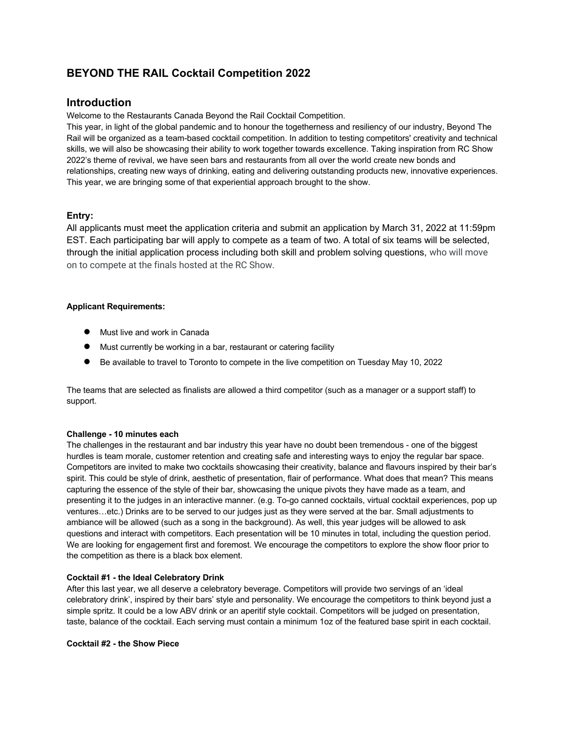# BEYOND THE RAIL Cocktail Competition 2022

## Introduction

Welcome to the Restaurants Canada Beyond the Rail Cocktail Competition.
This year, in light of the global pandemic and to honour the togetherness and resiliency of our industry, Beyond The Rail will be organized as a team-based cocktail competition. In addition to testing competitors' creativity and technical skills, we will also be showcasing their ability to work together towards excellence. Taking inspiration from RC Show 2022's theme of revival, we have seen bars and restaurants from all over the world create new bonds and relationships, creating new ways of drinking, eating and delivering outstanding products new, innovative experiences. This year, we are bringing some of that experiential approach brought to the show.

### Entry:

All applicants must meet the application criteria and submit an application by March 31, 2022 at 11:59pm EST. Each participating bar will apply to compete as a team of two. A total of six teams will be selected, through the initial application process including both skill and problem solving questions, who will move on to compete at the finals hosted at the RC Show.

**Applicant Requirements:**

- Must live and work in Canada
- Must currently be working in a bar, restaurant or catering facility
- Be available to travel to Toronto to compete in the live competition on Tuesday May 10, 2022

The teams that are selected as finalists are allowed a third competitor (such as a manager or a support staff) to support.

**Challenge - 10 minutes each**

The challenges in the restaurant and bar industry this year have no doubt been tremendous - one of the biggest hurdles is team morale, customer retention and creating safe and interesting ways to enjoy the regular bar space. Competitors are invited to make two cocktails showcasing their creativity, balance and flavours inspired by their bar's spirit. This could be style of drink, aesthetic of presentation, flair of performance. What does that mean? This means capturing the essence of the style of their bar, showcasing the unique pivots they have made as a team, and presenting it to the judges in an interactive manner. (e.g. To-go canned cocktails, virtual cocktail experiences, pop up ventures…etc.) Drinks are to be served to our judges just as they were served at the bar. Small adjustments to ambiance will be allowed (such as a song in the background). As well, this year judges will be allowed to ask questions and interact with competitors. Each presentation will be 10 minutes in total, including the question period. We are looking for engagement first and foremost. We encourage the competitors to explore the show floor prior to the competition as there is a black box element.

**Cocktail #1 - the Ideal Celebratory Drink**

After this last year, we all deserve a celebratory beverage. Competitors will provide two servings of an 'ideal celebratory drink', inspired by their bars' style and personality. We encourage the competitors to think beyond just a simple spritz. It could be a low ABV drink or an aperitif style cocktail. Competitors will be judged on presentation, taste, balance of the cocktail. Each serving must contain a minimum 1oz of the featured base spirit in each cocktail.

**Cocktail #2 - the Show Piece**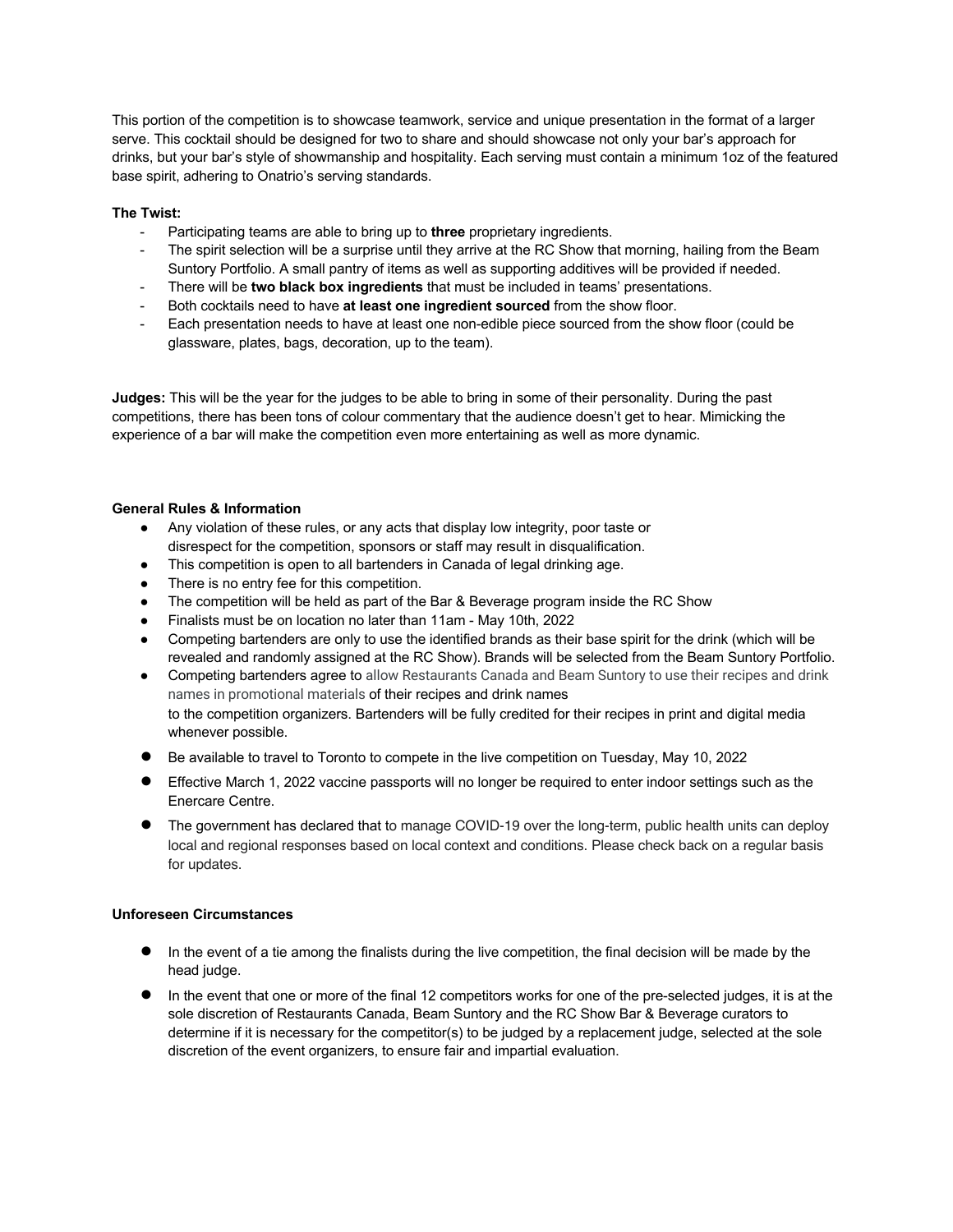This portion of the competition is to showcase teamwork, service and unique presentation in the format of a larger serve. This cocktail should be designed for two to share and should showcase not only your bar's approach for drinks, but your bar's style of showmanship and hospitality. Each serving must contain a minimum 1oz of the featured base spirit, adhering to Onatrio's serving standards.

**The Twist:**

- Participating teams are able to bring up to **three** proprietary ingredients.
- The spirit selection will be a surprise until they arrive at the RC Show that morning, hailing from the Beam Suntory Portfolio. A small pantry of items as well as supporting additives will be provided if needed.
- There will be **two black box ingredients** that must be included in teams' presentations.
- Both cocktails need to have **at least one ingredient sourced** from the show floor.
- Each presentation needs to have at least one non-edible piece sourced from the show floor (could be glassware, plates, bags, decoration, up to the team).

**Judges:** This will be the year for the judges to be able to bring in some of their personality. During the past competitions, there has been tons of colour commentary that the audience doesn't get to hear. Mimicking the experience of a bar will make the competition even more entertaining as well as more dynamic.

**General Rules & Information**

- Any violation of these rules, or any acts that display low integrity, poor taste or disrespect for the competition, sponsors or staff may result in disqualification.
- This competition is open to all bartenders in Canada of legal drinking age.
- There is no entry fee for this competition.
- The competition will be held as part of the Bar & Beverage program inside the RC Show
- Finalists must be on location no later than 11am - May 10th, 2022
- Competing bartenders are only to use the identified brands as their base spirit for the drink (which will be revealed and randomly assigned at the RC Show). Brands will be selected from the Beam Suntory Portfolio.
- Competing bartenders agree to allow Restaurants Canada and Beam Suntory to use their recipes and drink names in promotional materials of their recipes and drink names to the competition organizers. Bartenders will be fully credited for their recipes in print and digital media whenever possible.
- Be available to travel to Toronto to compete in the live competition on Tuesday, May 10, 2022
- Effective March 1, 2022 vaccine passports will no longer be required to enter indoor settings such as the Enercare Centre.
- The government has declared that to manage COVID-19 over the long-term, public health units can deploy local and regional responses based on local context and conditions. Please check back on a regular basis for updates.

**Unforeseen Circumstances**

- In the event of a tie among the finalists during the live competition, the final decision will be made by the head judge.
- In the event that one or more of the final 12 competitors works for one of the pre-selected judges, it is at the sole discretion of Restaurants Canada, Beam Suntory and the RC Show Bar & Beverage curators to determine if it is necessary for the competitor(s) to be judged by a replacement judge, selected at the sole discretion of the event organizers, to ensure fair and impartial evaluation.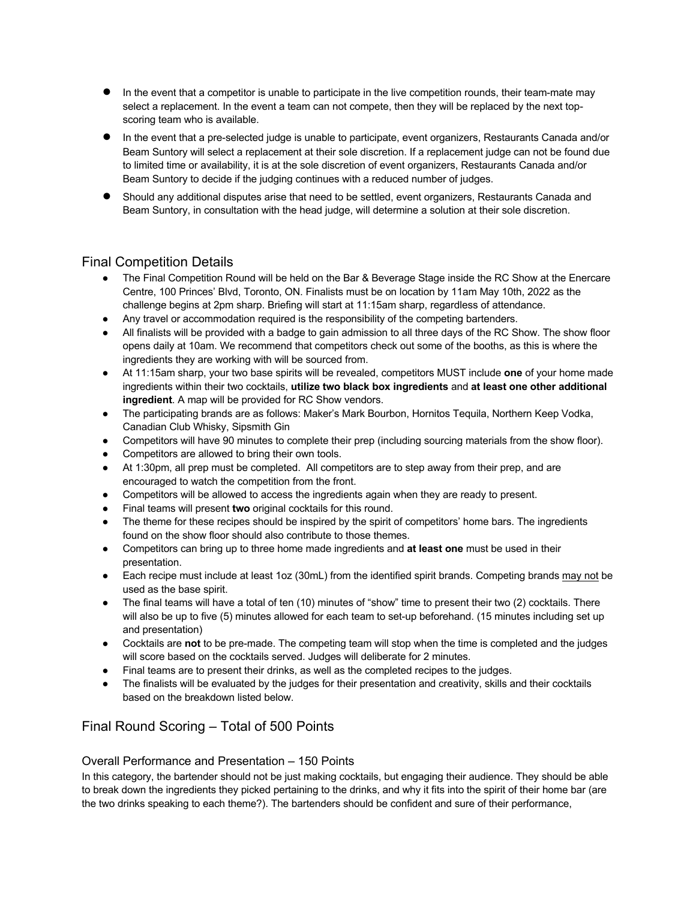- In the event that a competitor is unable to participate in the live competition rounds, their team-mate may select a replacement. In the event a team can not compete, then they will be replaced by the next top-scoring team who is available.
- In the event that a pre-selected judge is unable to participate, event organizers, Restaurants Canada and/or Beam Suntory will select a replacement at their sole discretion. If a replacement judge can not be found due to limited time or availability, it is at the sole discretion of event organizers, Restaurants Canada and/or Beam Suntory to decide if the judging continues with a reduced number of judges.
- Should any additional disputes arise that need to be settled, event organizers, Restaurants Canada and Beam Suntory, in consultation with the head judge, will determine a solution at their sole discretion.

## Final Competition Details

- The Final Competition Round will be held on the Bar & Beverage Stage inside the RC Show at the Enercare Centre, 100 Princes' Blvd, Toronto, ON. Finalists must be on location by 11am May 10th, 2022 as the challenge begins at 2pm sharp. Briefing will start at 11:15am sharp, regardless of attendance.
- Any travel or accommodation required is the responsibility of the competing bartenders.
- All finalists will be provided with a badge to gain admission to all three days of the RC Show. The show floor opens daily at 10am. We recommend that competitors check out some of the booths, as this is where the ingredients they are working with will be sourced from.
- At 11:15am sharp, your two base spirits will be revealed, competitors MUST include **one** of your home made ingredients within their two cocktails, **utilize two black box ingredients** and **at least one other additional ingredient**. A map will be provided for RC Show vendors.
- The participating brands are as follows: Maker's Mark Bourbon, Hornitos Tequila, Northern Keep Vodka, Canadian Club Whisky, Sipsmith Gin
- Competitors will have 90 minutes to complete their prep (including sourcing materials from the show floor).
- Competitors are allowed to bring their own tools.
- At 1:30pm, all prep must be completed. All competitors are to step away from their prep, and are encouraged to watch the competition from the front.
- Competitors will be allowed to access the ingredients again when they are ready to present.
- Final teams will present **two** original cocktails for this round.
- The theme for these recipes should be inspired by the spirit of competitors' home bars. The ingredients found on the show floor should also contribute to those themes.
- Competitors can bring up to three home made ingredients and **at least one** must be used in their presentation.
- Each recipe must include at least 1oz (30mL) from the identified spirit brands. Competing brands may not be used as the base spirit.
- The final teams will have a total of ten (10) minutes of "show" time to present their two (2) cocktails. There will also be up to five (5) minutes allowed for each team to set-up beforehand. (15 minutes including set up and presentation)
- Cocktails are **not** to be pre-made. The competing team will stop when the time is completed and the judges will score based on the cocktails served. Judges will deliberate for 2 minutes.
- Final teams are to present their drinks, as well as the completed recipes to the judges.
- The finalists will be evaluated by the judges for their presentation and creativity, skills and their cocktails based on the breakdown listed below.

## Final Round Scoring – Total of 500 Points

### Overall Performance and Presentation – 150 Points

In this category, the bartender should not be just making cocktails, but engaging their audience. They should be able to break down the ingredients they picked pertaining to the drinks, and why it fits into the spirit of their home bar (are the two drinks speaking to each theme?). The bartenders should be confident and sure of their performance,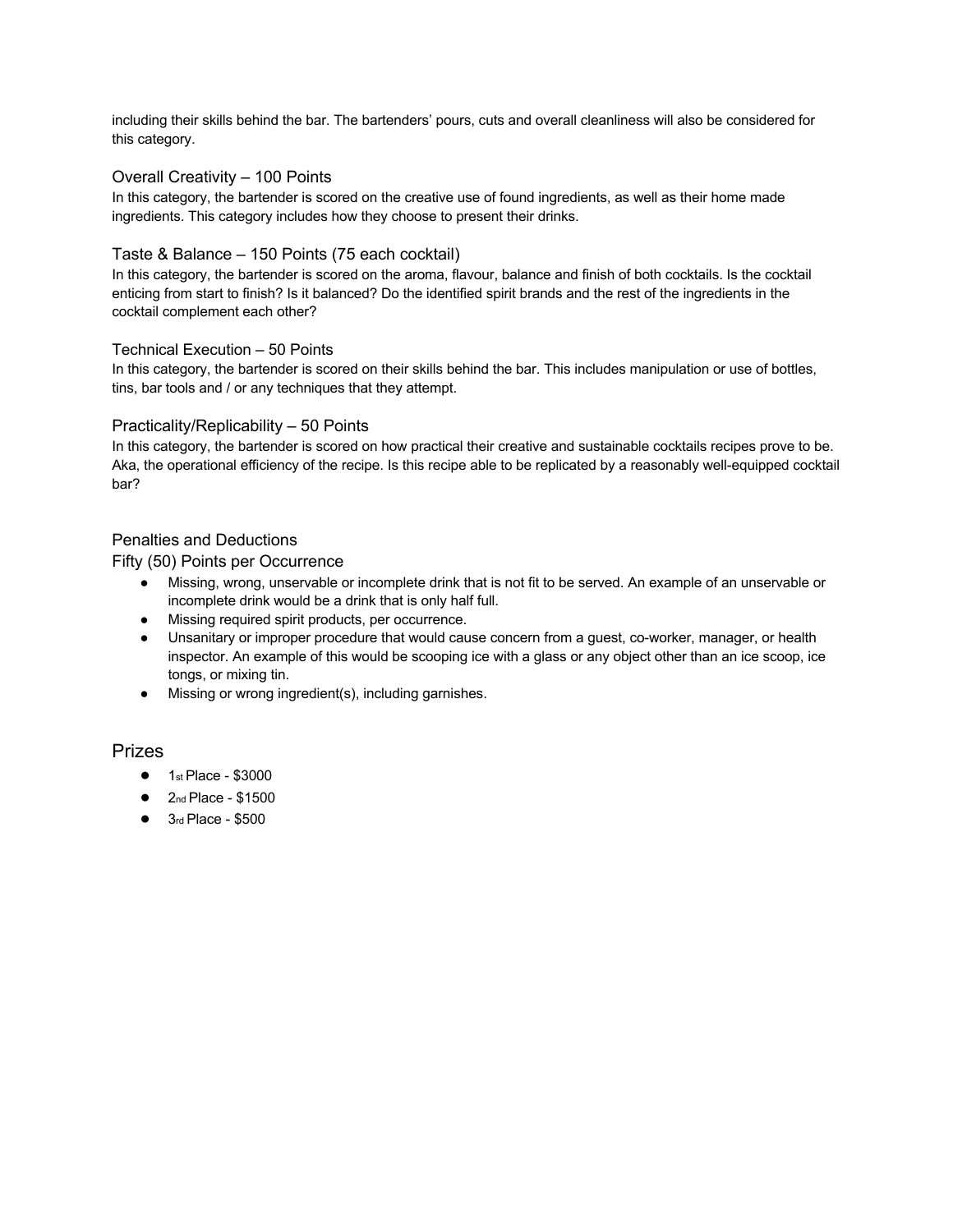including their skills behind the bar. The bartenders' pours, cuts and overall cleanliness will also be considered for this category.

### Overall Creativity – 100 Points

In this category, the bartender is scored on the creative use of found ingredients, as well as their home made ingredients. This category includes how they choose to present their drinks.

### Taste & Balance – 150 Points (75 each cocktail)

In this category, the bartender is scored on the aroma, flavour, balance and finish of both cocktails. Is the cocktail enticing from start to finish? Is it balanced? Do the identified spirit brands and the rest of the ingredients in the cocktail complement each other?

### Technical Execution – 50 Points

In this category, the bartender is scored on their skills behind the bar. This includes manipulation or use of bottles, tins, bar tools and / or any techniques that they attempt.

### Practicality/Replicability – 50 Points

In this category, the bartender is scored on how practical their creative and sustainable cocktails recipes prove to be. Aka, the operational efficiency of the recipe. Is this recipe able to be replicated by a reasonably well-equipped cocktail bar?

### Penalties and Deductions

Fifty (50) Points per Occurrence

- Missing, wrong, unservable or incomplete drink that is not fit to be served. An example of an unservable or incomplete drink would be a drink that is only half full.
- Missing required spirit products, per occurrence.
- Unsanitary or improper procedure that would cause concern from a guest, co-worker, manager, or health inspector. An example of this would be scooping ice with a glass or any object other than an ice scoop, ice tongs, or mixing tin.
- Missing or wrong ingredient(s), including garnishes.

## Prizes

- 1st Place - $3000
- 2nd Place - $1500
- 3rd Place - $500